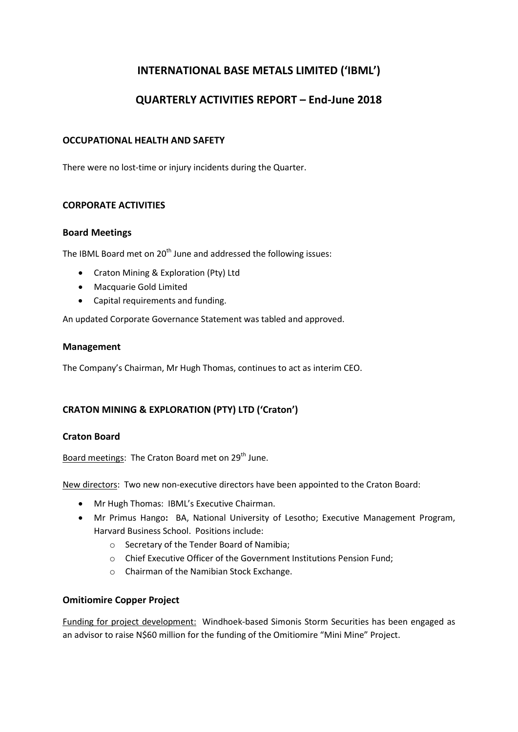# INTERNATIONAL BASE METALS LIMITED ('IBML')

# QUARTERLY ACTIVITIES REPORT – End-June 2018

## OCCUPATIONAL HEALTH AND SAFETY

There were no lost-time or injury incidents during the Quarter.

## CORPORATE ACTIVITIES

### Board Meetings

The IBML Board met on 20th June and addressed the following issues:

- Craton Mining & Exploration (Pty) Ltd
- Macquarie Gold Limited
- Capital requirements and funding.

An updated Corporate Governance Statement was tabled and approved.

### Management

The Company's Chairman, Mr Hugh Thomas, continues to act as interim CEO.

## CRATON MINING & EXPLORATION (PTY) LTD ('Craton')

### Craton Board

Board meetings: The Craton Board met on 29th June.

New directors: Two new non-executive directors have been appointed to the Craton Board:

- Mr Hugh Thomas: IBML's Executive Chairman.
- Mr Primus Hango**:** BA, National University of Lesotho; Executive Management Program, Harvard Business School. Positions include:
  - Secretary of the Tender Board of Namibia;
  - Chief Executive Officer of the Government Institutions Pension Fund;
  - Chairman of the Namibian Stock Exchange.

### Omitiomire Copper Project

Funding for project development: Windhoek-based Simonis Storm Securities has been engaged as an advisor to raise N$60 million for the funding of the Omitiomire "Mini Mine" Project.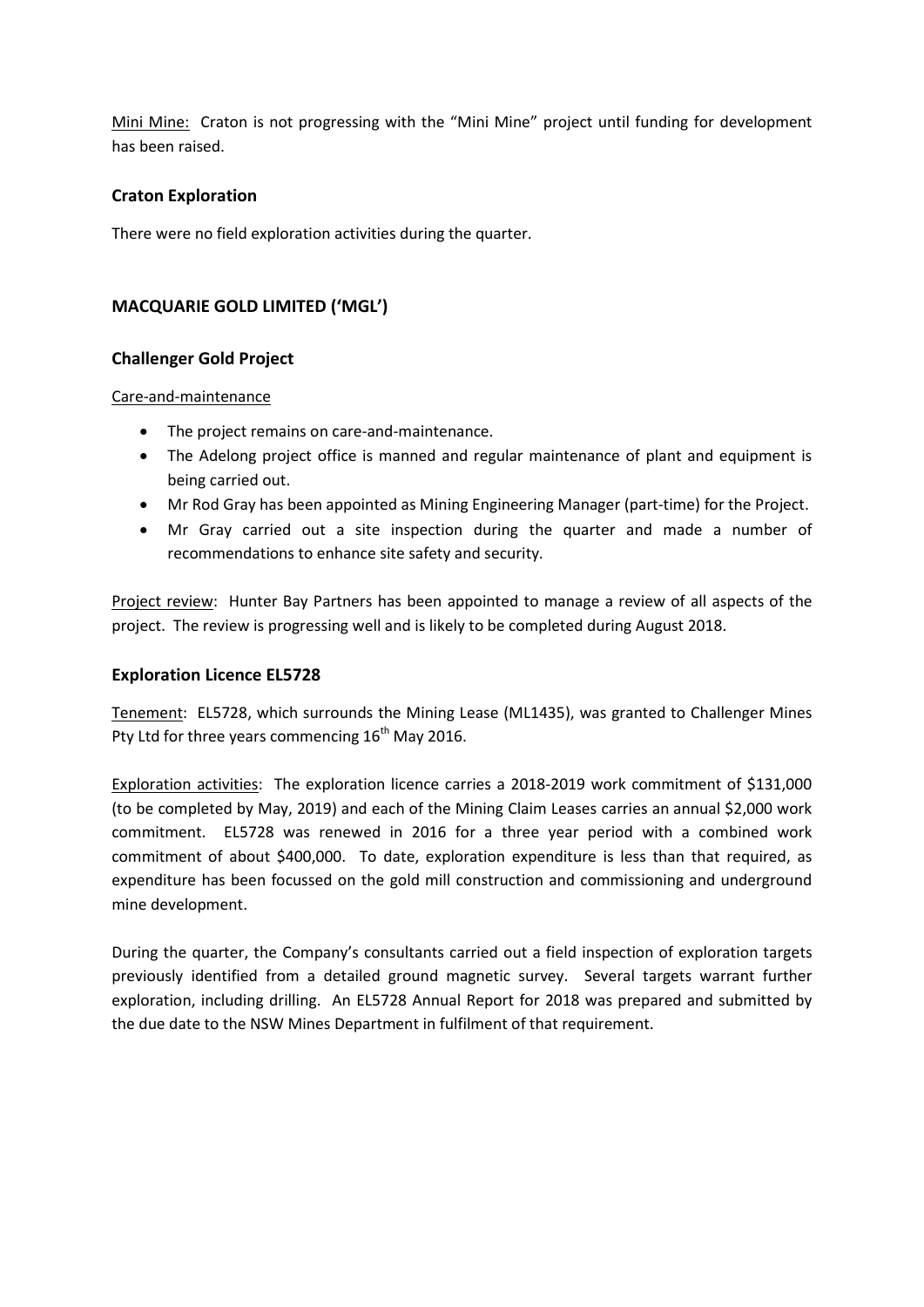Mini Mine: Craton is not progressing with the "Mini Mine" project until funding for development has been raised.

### Craton Exploration

There were no field exploration activities during the quarter.

## MACQUARIE GOLD LIMITED ('MGL')

### Challenger Gold Project

Care-and-maintenance

- The project remains on care-and-maintenance.
- The Adelong project office is manned and regular maintenance of plant and equipment is being carried out.
- Mr Rod Gray has been appointed as Mining Engineering Manager (part-time) for the Project.
- Mr Gray carried out a site inspection during the quarter and made a number of recommendations to enhance site safety and security.

Project review: Hunter Bay Partners has been appointed to manage a review of all aspects of the project. The review is progressing well and is likely to be completed during August 2018.

### Exploration Licence EL5728

Tenement: EL5728, which surrounds the Mining Lease (ML1435), was granted to Challenger Mines Pty Ltd for three years commencing 16th May 2016.

Exploration activities: The exploration licence carries a 2018-2019 work commitment of $131,000 (to be completed by May, 2019) and each of the Mining Claim Leases carries an annual $2,000 work commitment. EL5728 was renewed in 2016 for a three year period with a combined work commitment of about $400,000. To date, exploration expenditure is less than that required, as expenditure has been focussed on the gold mill construction and commissioning and underground mine development.

During the quarter, the Company's consultants carried out a field inspection of exploration targets previously identified from a detailed ground magnetic survey. Several targets warrant further exploration, including drilling. An EL5728 Annual Report for 2018 was prepared and submitted by the due date to the NSW Mines Department in fulfilment of that requirement.